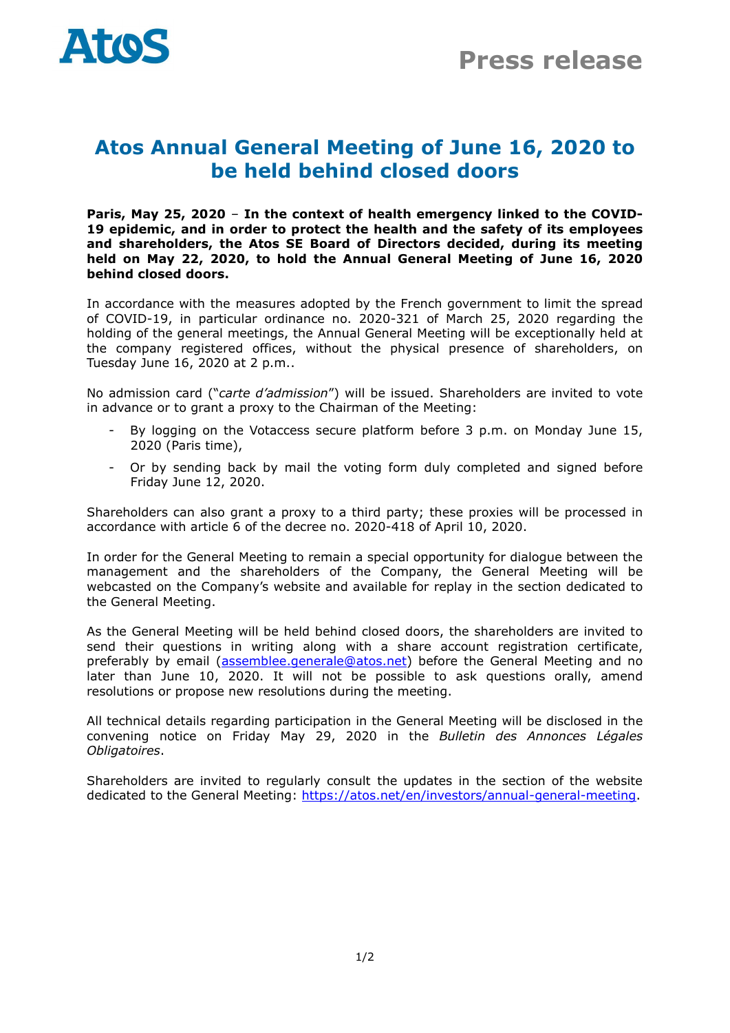Atos

Press release

# Atos Annual General Meeting of June 16, 2020 to be held behind closed doors

**Paris, May 25, 2020** – **In the context of health emergency linked to the COVID-19 epidemic, and in order to protect the health and the safety of its employees and shareholders, the Atos SE Board of Directors decided, during its meeting held on May 22, 2020, to hold the Annual General Meeting of June 16, 2020 behind closed doors.**

In accordance with the measures adopted by the French government to limit the spread of COVID-19, in particular ordinance no. 2020-321 of March 25, 2020 regarding the holding of the general meetings, the Annual General Meeting will be exceptionally held at the company registered offices, without the physical presence of shareholders, on Tuesday June 16, 2020 at 2 p.m..

No admission card ("*carte d'admission*") will be issued. Shareholders are invited to vote in advance or to grant a proxy to the Chairman of the Meeting:

- By logging on the Votaccess secure platform before 3 p.m. on Monday June 15, 2020 (Paris time),
- Or by sending back by mail the voting form duly completed and signed before Friday June 12, 2020.

Shareholders can also grant a proxy to a third party; these proxies will be processed in accordance with article 6 of the decree no. 2020-418 of April 10, 2020.

In order for the General Meeting to remain a special opportunity for dialogue between the management and the shareholders of the Company, the General Meeting will be webcasted on the Company's website and available for replay in the section dedicated to the General Meeting.

As the General Meeting will be held behind closed doors, the shareholders are invited to send their questions in writing along with a share account registration certificate, preferably by email (assemblee.generale@atos.net) before the General Meeting and no later than June 10, 2020. It will not be possible to ask questions orally, amend resolutions or propose new resolutions during the meeting.

All technical details regarding participation in the General Meeting will be disclosed in the convening notice on Friday May 29, 2020 in the *Bulletin des Annonces Légales Obligatoires*.

Shareholders are invited to regularly consult the updates in the section of the website dedicated to the General Meeting: https://atos.net/en/investors/annual-general-meeting.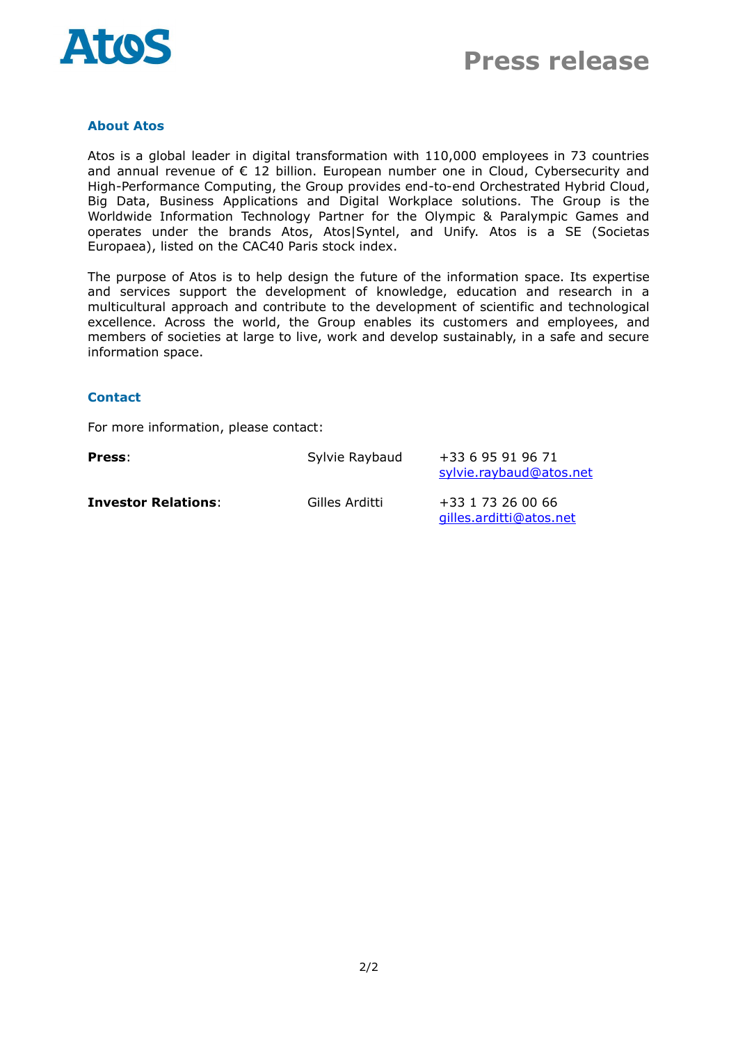### About Atos

Atos is a global leader in digital transformation with 110,000 employees in 73 countries and annual revenue of € 12 billion. European number one in Cloud, Cybersecurity and High-Performance Computing, the Group provides end-to-end Orchestrated Hybrid Cloud, Big Data, Business Applications and Digital Workplace solutions. The Group is the Worldwide Information Technology Partner for the Olympic & Paralympic Games and operates under the brands Atos, Atos|Syntel, and Unify. Atos is a SE (Societas Europaea), listed on the CAC40 Paris stock index.

The purpose of Atos is to help design the future of the information space. Its expertise and services support the development of knowledge, education and research in a multicultural approach and contribute to the development of scientific and technological excellence. Across the world, the Group enables its customers and employees, and members of societies at large to live, work and develop sustainably, in a safe and secure information space.

### Contact

For more information, please contact:

| | | |
|---|---|---|
| **Press**: | Sylvie Raybaud | +33 6 95 91 96 71<br>sylvie.raybaud@atos.net |
| **Investor Relations**: | Gilles Arditti | +33 1 73 26 00 66<br>gilles.arditti@atos.net |